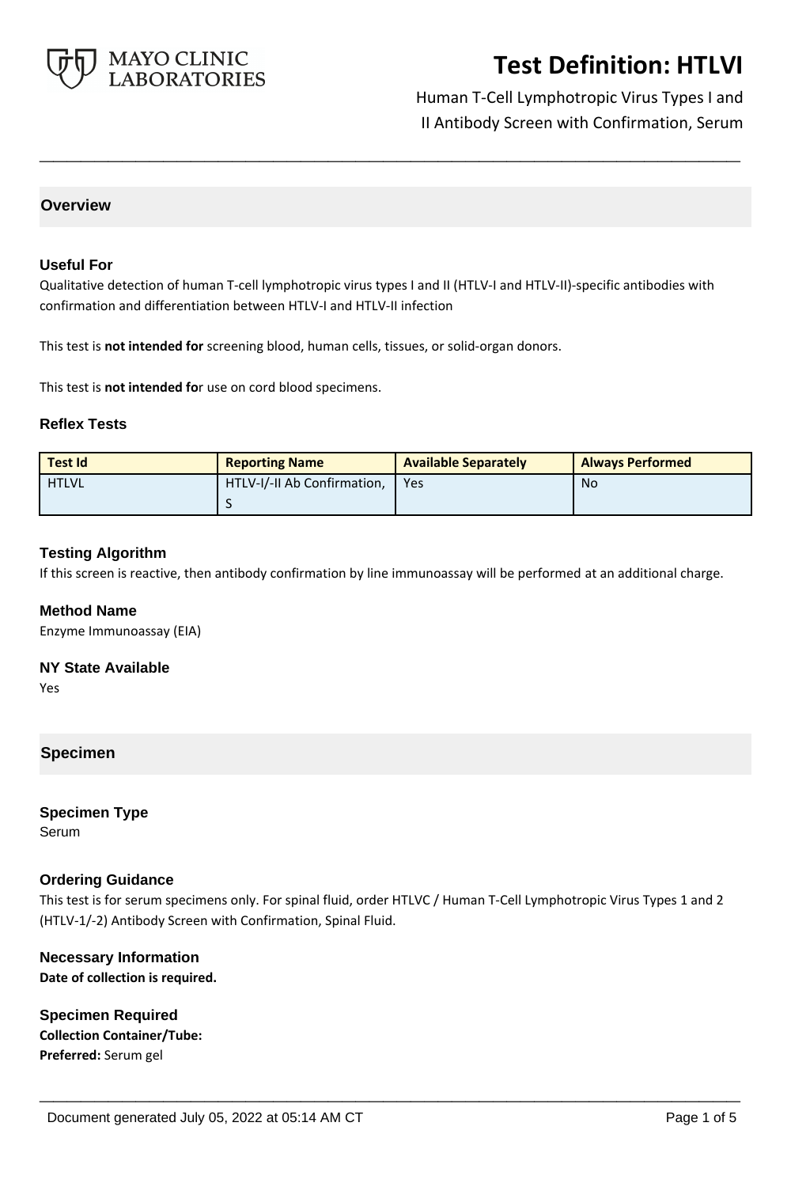# Test Definition: HTLVI

Human T-Cell Lymphotropic Virus Types I and II Antibody Screen with Confirmation, Serum

## Overview

### Useful For

Qualitative detection of human T-cell lymphotropic virus types I and II (HTLV-I and HTLV-II)-specific antibodies with confirmation and differentiation between HTLV-I and HTLV-II infection

This test is **not intended for** screening blood, human cells, tissues, or solid-organ donors.

This test is **not intended fo**r use on cord blood specimens.

### Reflex Tests

| Test Id | Reporting Name | Available Separately | Always Performed |
|---|---|---|---|
| HTLVL | HTLV-I/-II Ab Confirmation, S | Yes | No |

### Testing Algorithm

If this screen is reactive, then antibody confirmation by line immunoassay will be performed at an additional charge.

### Method Name

Enzyme Immunoassay (EIA)

### NY State Available

Yes

## Specimen

### Specimen Type

Serum

### Ordering Guidance

This test is for serum specimens only. For spinal fluid, order HTLVC / Human T-Cell Lymphotropic Virus Types 1 and 2 (HTLV-1/-2) Antibody Screen with Confirmation, Spinal Fluid.

### Necessary Information

**Date of collection is required.**

### Specimen Required

**Collection Container/Tube:**

**Preferred:** Serum gel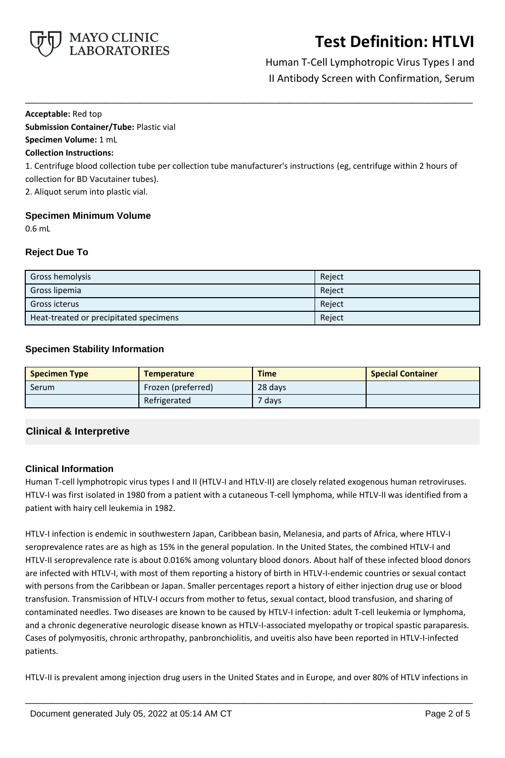**Acceptable:** Red top
**Submission Container/Tube:** Plastic vial
**Specimen Volume:** 1 mL
**Collection Instructions:**
1. Centrifuge blood collection tube per collection tube manufacturer's instructions (eg, centrifuge within 2 hours of collection for BD Vacutainer tubes).
2. Aliquot serum into plastic vial.

### Specimen Minimum Volume

0.6 mL

### Reject Due To

| | |
|---|---|
| Gross hemolysis | Reject |
| Gross lipemia | Reject |
| Gross icterus | Reject |
| Heat-treated or precipitated specimens | Reject |

### Specimen Stability Information

| Specimen Type | Temperature | Time | Special Container |
|---|---|---|---|
| Serum | Frozen (preferred) | 28 days | |
| | Refrigerated | 7 days | |

## Clinical & Interpretive

### Clinical Information

Human T-cell lymphotropic virus types I and II (HTLV-I and HTLV-II) are closely related exogenous human retroviruses. HTLV-I was first isolated in 1980 from a patient with a cutaneous T-cell lymphoma, while HTLV-II was identified from a patient with hairy cell leukemia in 1982.

HTLV-I infection is endemic in southwestern Japan, Caribbean basin, Melanesia, and parts of Africa, where HTLV-I seroprevalence rates are as high as 15% in the general population. In the United States, the combined HTLV-I and HTLV-II seroprevalence rate is about 0.016% among voluntary blood donors. About half of these infected blood donors are infected with HTLV-I, with most of them reporting a history of birth in HTLV-I-endemic countries or sexual contact with persons from the Caribbean or Japan. Smaller percentages report a history of either injection drug use or blood transfusion. Transmission of HTLV-I occurs from mother to fetus, sexual contact, blood transfusion, and sharing of contaminated needles. Two diseases are known to be caused by HTLV-I infection: adult T-cell leukemia or lymphoma, and a chronic degenerative neurologic disease known as HTLV-I-associated myelopathy or tropical spastic paraparesis. Cases of polymyositis, chronic arthropathy, panbronchiolitis, and uveitis also have been reported in HTLV-I-infected patients.

HTLV-II is prevalent among injection drug users in the United States and in Europe, and over 80% of HTLV infections in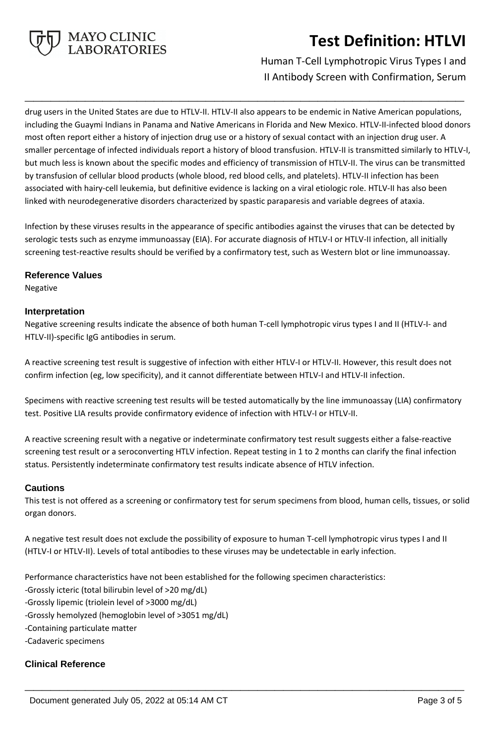drug users in the United States are due to HTLV-II. HTLV-II also appears to be endemic in Native American populations, including the Guaymi Indians in Panama and Native Americans in Florida and New Mexico. HTLV-II-infected blood donors most often report either a history of injection drug use or a history of sexual contact with an injection drug user. A smaller percentage of infected individuals report a history of blood transfusion. HTLV-II is transmitted similarly to HTLV-I, but much less is known about the specific modes and efficiency of transmission of HTLV-II. The virus can be transmitted by transfusion of cellular blood products (whole blood, red blood cells, and platelets). HTLV-II infection has been associated with hairy-cell leukemia, but definitive evidence is lacking on a viral etiologic role. HTLV-II has also been linked with neurodegenerative disorders characterized by spastic paraparesis and variable degrees of ataxia.

Infection by these viruses results in the appearance of specific antibodies against the viruses that can be detected by serologic tests such as enzyme immunoassay (EIA). For accurate diagnosis of HTLV-I or HTLV-II infection, all initially screening test-reactive results should be verified by a confirmatory test, such as Western blot or line immunoassay.

## Reference Values

Negative

## Interpretation

Negative screening results indicate the absence of both human T-cell lymphotropic virus types I and II (HTLV-I- and HTLV-II)-specific IgG antibodies in serum.

A reactive screening test result is suggestive of infection with either HTLV-I or HTLV-II. However, this result does not confirm infection (eg, low specificity), and it cannot differentiate between HTLV-I and HTLV-II infection.

Specimens with reactive screening test results will be tested automatically by the line immunoassay (LIA) confirmatory test. Positive LIA results provide confirmatory evidence of infection with HTLV-I or HTLV-II.

A reactive screening result with a negative or indeterminate confirmatory test result suggests either a false-reactive screening test result or a seroconverting HTLV infection. Repeat testing in 1 to 2 months can clarify the final infection status. Persistently indeterminate confirmatory test results indicate absence of HTLV infection.

## Cautions

This test is not offered as a screening or confirmatory test for serum specimens from blood, human cells, tissues, or solid organ donors.

A negative test result does not exclude the possibility of exposure to human T-cell lymphotropic virus types I and II (HTLV-I or HTLV-II). Levels of total antibodies to these viruses may be undetectable in early infection.

Performance characteristics have not been established for the following specimen characteristics:
-Grossly icteric (total bilirubin level of >20 mg/dL)
-Grossly lipemic (triolein level of >3000 mg/dL)
-Grossly hemolyzed (hemoglobin level of >3051 mg/dL)
-Containing particulate matter
-Cadaveric specimens

## Clinical Reference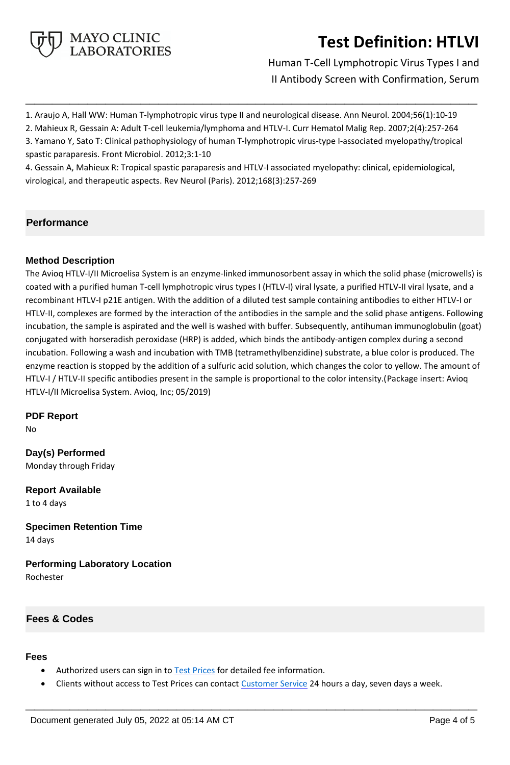1. Araujo A, Hall WW: Human T-lymphotropic virus type II and neurological disease. Ann Neurol. 2004;56(1):10-19
2. Mahieux R, Gessain A: Adult T-cell leukemia/lymphoma and HTLV-I. Curr Hematol Malig Rep. 2007;2(4):257-264
3. Yamano Y, Sato T: Clinical pathophysiology of human T-lymphotropic virus-type I-associated myelopathy/tropical spastic paraparesis. Front Microbiol. 2012;3:1-10
4. Gessain A, Mahieux R: Tropical spastic paraparesis and HTLV-I associated myelopathy: clinical, epidemiological, virological, and therapeutic aspects. Rev Neurol (Paris). 2012;168(3):257-269

## Performance

### Method Description

The Avioq HTLV-I/II Microelisa System is an enzyme-linked immunosorbent assay in which the solid phase (microwells) is coated with a purified human T-cell lymphotropic virus types I (HTLV-I) viral lysate, a purified HTLV-II viral lysate, and a recombinant HTLV-I p21E antigen. With the addition of a diluted test sample containing antibodies to either HTLV-I or HTLV-II, complexes are formed by the interaction of the antibodies in the sample and the solid phase antigens. Following incubation, the sample is aspirated and the well is washed with buffer. Subsequently, antihuman immunoglobulin (goat) conjugated with horseradish peroxidase (HRP) is added, which binds the antibody-antigen complex during a second incubation. Following a wash and incubation with TMB (tetramethylbenzidine) substrate, a blue color is produced. The enzyme reaction is stopped by the addition of a sulfuric acid solution, which changes the color to yellow. The amount of HTLV-I / HTLV-II specific antibodies present in the sample is proportional to the color intensity.(Package insert: Avioq HTLV-I/II Microelisa System. Avioq, Inc; 05/2019)

### PDF Report

No

### Day(s) Performed

Monday through Friday

### Report Available

1 to 4 days

### Specimen Retention Time

14 days

### Performing Laboratory Location

Rochester

## Fees & Codes

### Fees

- Authorized users can sign in to Test Prices for detailed fee information.
- Clients without access to Test Prices can contact Customer Service 24 hours a day, seven days a week.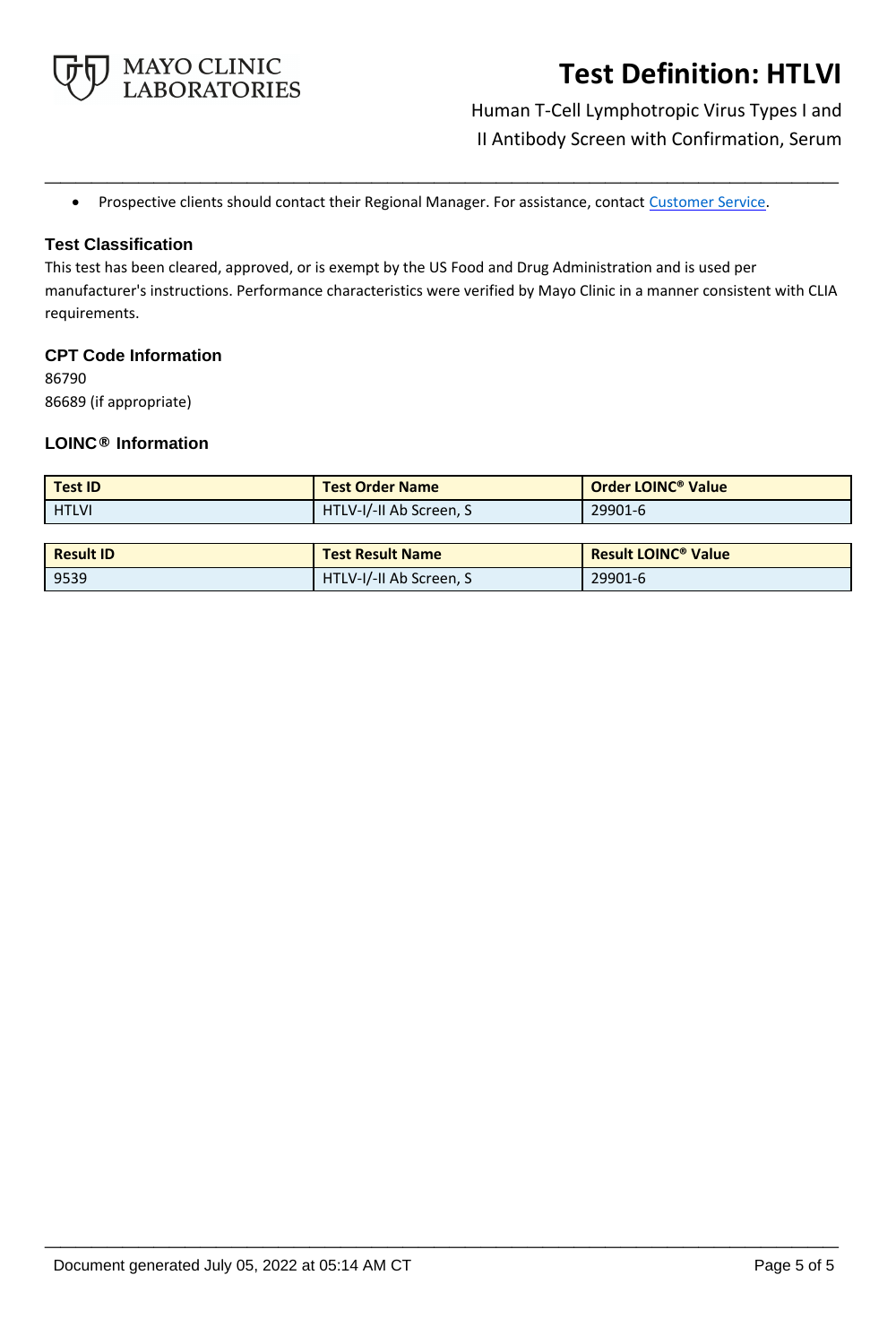- Prospective clients should contact their Regional Manager. For assistance, contact Customer Service.

### Test Classification

This test has been cleared, approved, or is exempt by the US Food and Drug Administration and is used per manufacturer's instructions. Performance characteristics were verified by Mayo Clinic in a manner consistent with CLIA requirements.

### CPT Code Information

86790
86689 (if appropriate)

### LOINC® Information

| Test ID | Test Order Name | Order LOINC® Value |
|---|---|---|
| HTLVI | HTLV-I/-II Ab Screen, S | 29901-6 |

| Result ID | Test Result Name | Result LOINC® Value |
|---|---|---|
| 9539 | HTLV-I/-II Ab Screen, S | 29901-6 |